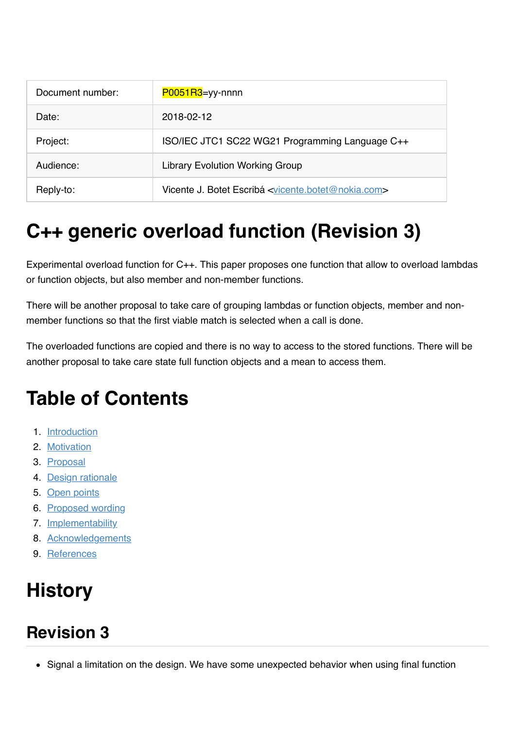| Document number: | P0051R3=yy-nnnn |
| --- | --- |
| Date: | 2018-02-12 |
| Project: | ISO/IEC JTC1 SC22 WG21 Programming Language C++ |
| Audience: | Library Evolution Working Group |
| Reply-to: | Vicente J. Botet Escribá <vicente.botet@nokia.com> |

# C++ generic overload function (Revision 3)

Experimental overload function for C++. This paper proposes one function that allow to overload lambdas or function objects, but also member and non-member functions.

There will be another proposal to take care of grouping lambdas or function objects, member and non-member functions so that the first viable match is selected when a call is done.

The overloaded functions are copied and there is no way to access to the stored functions. There will be another proposal to take care state full function objects and a mean to access them.

# Table of Contents

1. Introduction
2. Motivation
3. Proposal
4. Design rationale
5. Open points
6. Proposed wording
7. Implementability
8. Acknowledgements
9. References

# History

## Revision 3

- Signal a limitation on the design. We have some unexpected behavior when using final function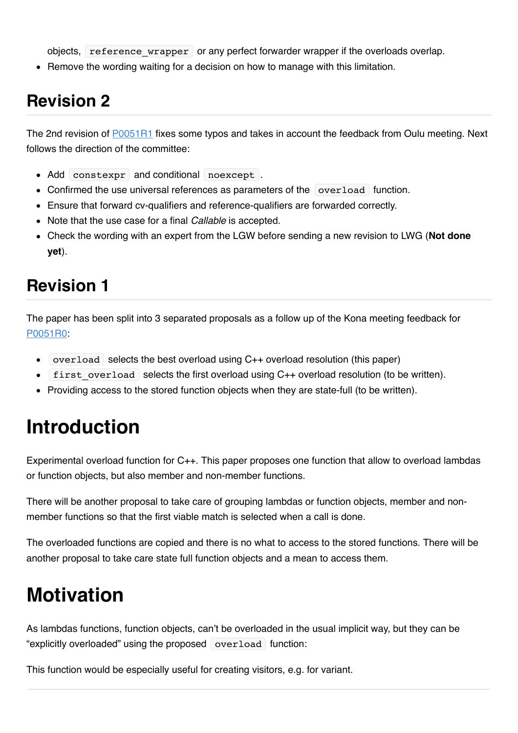objects, `reference_wrapper` or any perfect forwarder wrapper if the overloads overlap.
- Remove the wording waiting for a decision on how to manage with this limitation.

## Revision 2

The 2nd revision of P0051R1 fixes some typos and takes in account the feedback from Oulu meeting. Next follows the direction of the committee:

- Add `constexpr` and conditional `noexcept`.
- Confirmed the use universal references as parameters of the `overload` function.
- Ensure that forward cv-qualifiers and reference-qualifiers are forwarded correctly.
- Note that the use case for a final *Callable* is accepted.
- Check the wording with an expert from the LGW before sending a new revision to LWG (**Not done yet**).

## Revision 1

The paper has been split into 3 separated proposals as a follow up of the Kona meeting feedback for P0051R0:

- `overload` selects the best overload using C++ overload resolution (this paper)
- `first_overload` selects the first overload using C++ overload resolution (to be written).
- Providing access to the stored function objects when they are state-full (to be written).

# Introduction

Experimental overload function for C++. This paper proposes one function that allow to overload lambdas or function objects, but also member and non-member functions.

There will be another proposal to take care of grouping lambdas or function objects, member and non-member functions so that the first viable match is selected when a call is done.

The overloaded functions are copied and there is no what to access to the stored functions. There will be another proposal to take care state full function objects and a mean to access them.

# Motivation

As lambdas functions, function objects, can't be overloaded in the usual implicit way, but they can be "explicitly overloaded" using the proposed `overload` function:

This function would be especially useful for creating visitors, e.g. for variant.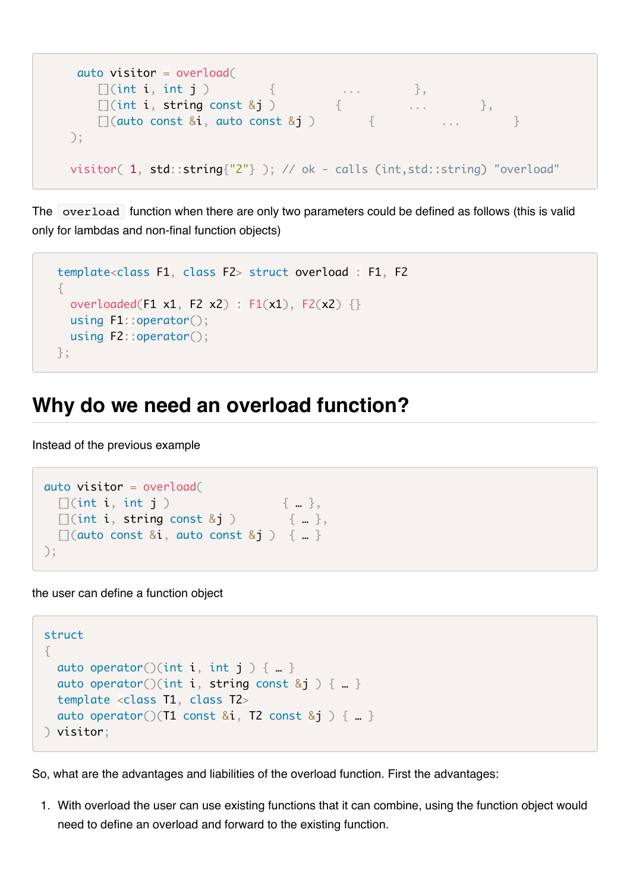```
auto visitor = overload(
    [](int i, int j )          {        ...        },
    [](int i, string const &j )         {          ...        },
    [](auto const &i, auto const &j )        {          ...        }
);

visitor( 1, std::string{"2"} ); // ok - calls (int,std::string) "overload"
```

The `overload` function when there are only two parameters could be defined as follows (this is valid only for lambdas and non-final function objects)

```
template<class F1, class F2> struct overload : F1, F2
{
  overloaded(F1 x1, F2 x2) : F1(x1), F2(x2) {}
  using F1::operator();
  using F2::operator();
};
```

## Why do we need an overload function?

Instead of the previous example

```
auto visitor = overload(
  [](int i, int j )                 { … },
  [](int i, string const &j )        { … },
  [](auto const &i, auto const &j )  { … }
);
```

the user can define a function object

```
struct
{
  auto operator()(int i, int j ) { … }
  auto operator()(int i, string const &j ) { … }
  template <class T1, class T2>
  auto operator()(T1 const &i, T2 const &j ) { … }
} visitor;
```

So, what are the advantages and liabilities of the overload function. First the advantages:

1. With overload the user can use existing functions that it can combine, using the function object would need to define an overload and forward to the existing function.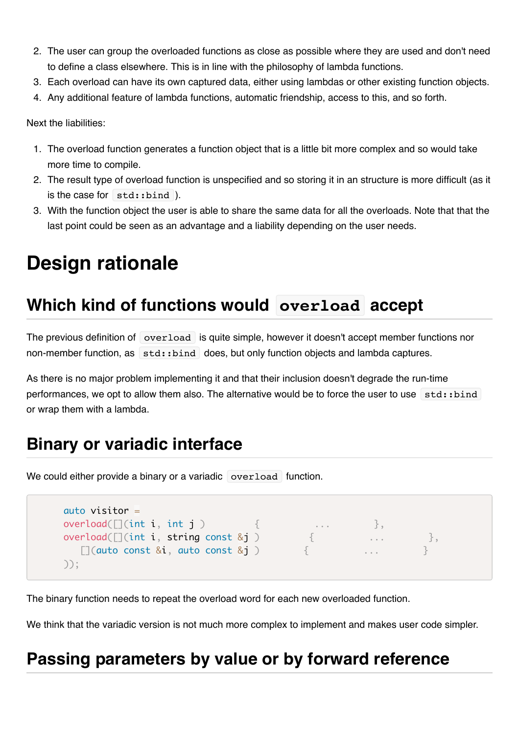2. The user can group the overloaded functions as close as possible where they are used and don't need to define a class elsewhere. This is in line with the philosophy of lambda functions.
3. Each overload can have its own captured data, either using lambdas or other existing function objects.
4. Any additional feature of lambda functions, automatic friendship, access to this, and so forth.

Next the liabilities:

1. The overload function generates a function object that is a little bit more complex and so would take more time to compile.
2. The result type of overload function is unspecified and so storing it in an structure is more difficult (as it is the case for `std::bind` ).
3. With the function object the user is able to share the same data for all the overloads. Note that that the last point could be seen as an advantage and a liability depending on the user needs.

# Design rationale

## Which kind of functions would `overload` accept

The previous definition of `overload` is quite simple, however it doesn't accept member functions nor non-member function, as `std::bind` does, but only function objects and lambda captures.

As there is no major problem implementing it and that their inclusion doesn't degrade the run-time performances, we opt to allow them also. The alternative would be to force the user to use `std::bind` or wrap them with a lambda.

## Binary or variadic interface

We could either provide a binary or a variadic `overload` function.

```
auto visitor =
overload([](int i, int j )          {        ...        },
overload([](int i, string const &j )        {        ...        },
   [](auto const &i, auto const &j )       {        ...        }
));
```

The binary function needs to repeat the overload word for each new overloaded function.

We think that the variadic version is not much more complex to implement and makes user code simpler.

## Passing parameters by value or by forward reference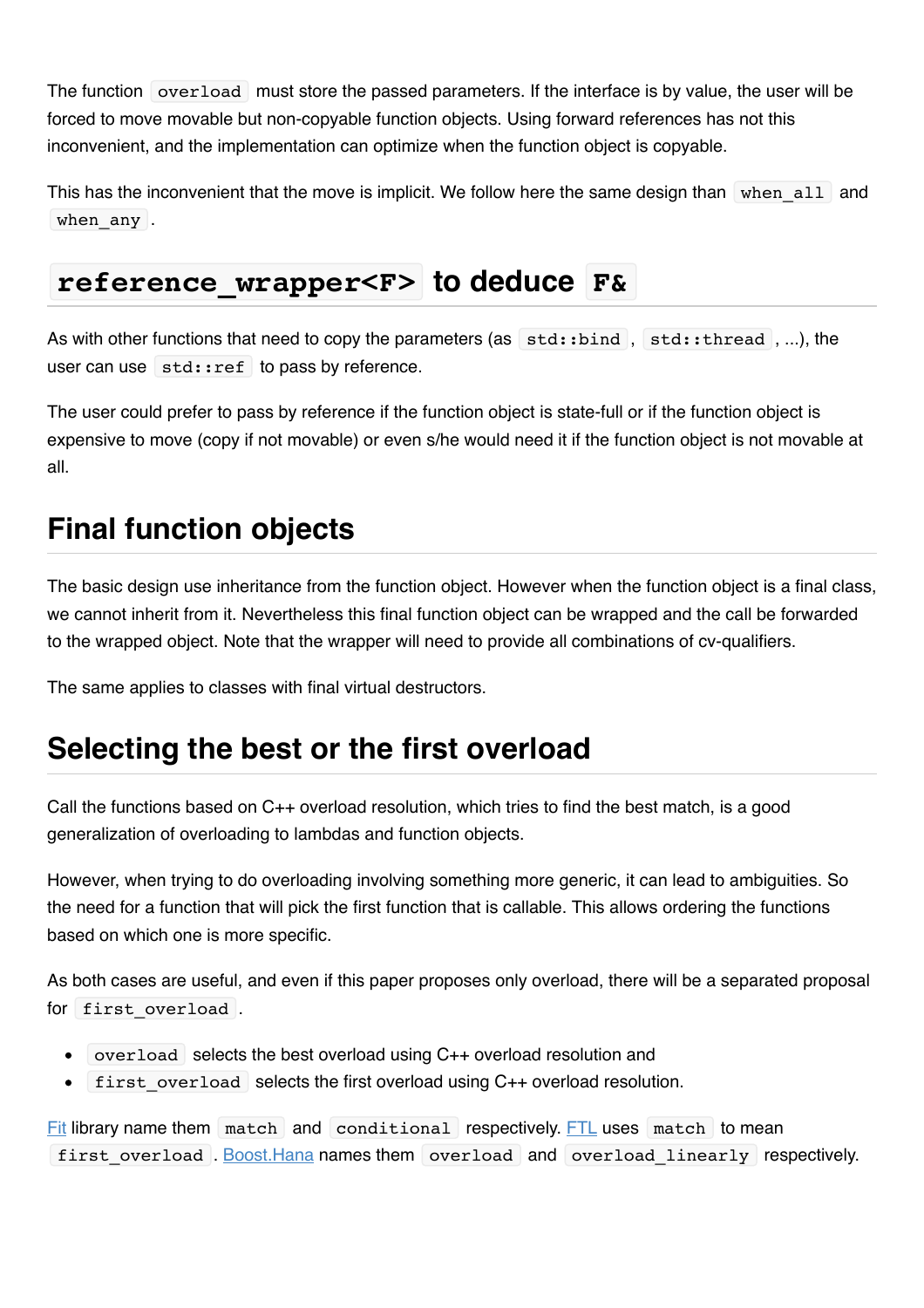The function `overload` must store the passed parameters. If the interface is by value, the user will be forced to move movable but non-copyable function objects. Using forward references has not this inconvenient, and the implementation can optimize when the function object is copyable.

This has the inconvenient that the move is implicit. We follow here the same design than `when_all` and `when_any`.

## `reference_wrapper<F>` to deduce `F&`

As with other functions that need to copy the parameters (as `std::bind`, `std::thread`, ...), the user can use `std::ref` to pass by reference.

The user could prefer to pass by reference if the function object is state-full or if the function object is expensive to move (copy if not movable) or even s/he would need it if the function object is not movable at all.

## Final function objects

The basic design use inheritance from the function object. However when the function object is a final class, we cannot inherit from it. Nevertheless this final function object can be wrapped and the call be forwarded to the wrapped object. Note that the wrapper will need to provide all combinations of cv-qualifiers.

The same applies to classes with final virtual destructors.

## Selecting the best or the first overload

Call the functions based on C++ overload resolution, which tries to find the best match, is a good generalization of overloading to lambdas and function objects.

However, when trying to do overloading involving something more generic, it can lead to ambiguities. So the need for a function that will pick the first function that is callable. This allows ordering the functions based on which one is more specific.

As both cases are useful, and even if this paper proposes only overload, there will be a separated proposal for `first_overload`.

- `overload` selects the best overload using C++ overload resolution and
- `first_overload` selects the first overload using C++ overload resolution.

Fit library name them `match` and `conditional` respectively. FTL uses `match` to mean `first_overload`. Boost.Hana names them `overload` and `overload_linearly` respectively.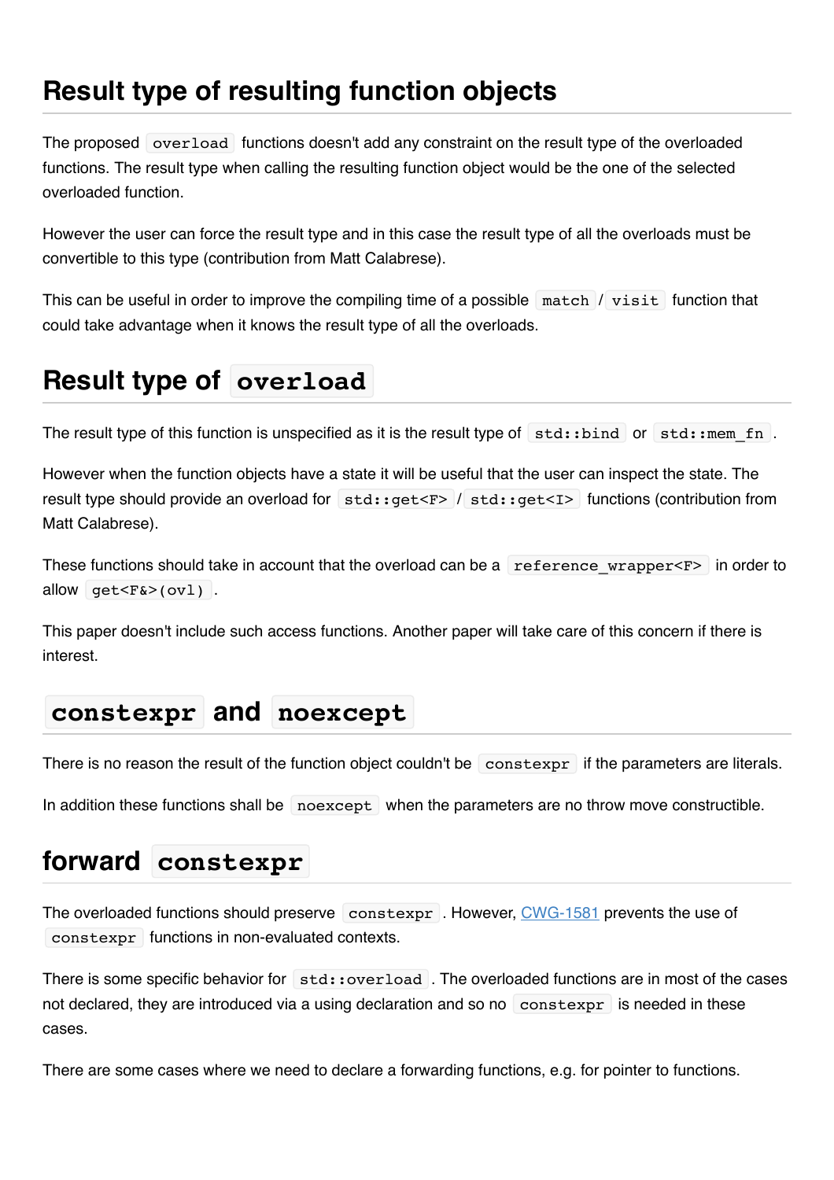# Result type of resulting function objects

The proposed `overload` functions doesn't add any constraint on the result type of the overloaded functions. The result type when calling the resulting function object would be the one of the selected overloaded function.

However the user can force the result type and in this case the result type of all the overloads must be convertible to this type (contribution from Matt Calabrese).

This can be useful in order to improve the compiling time of a possible `match` / `visit` function that could take advantage when it knows the result type of all the overloads.

# Result type of `overload`

The result type of this function is unspecified as it is the result type of `std::bind` or `std::mem_fn`.

However when the function objects have a state it will be useful that the user can inspect the state. The result type should provide an overload for `std::get<F>` / `std::get<I>` functions (contribution from Matt Calabrese).

These functions should take in account that the overload can be a `reference_wrapper<F>` in order to allow `get<F&>(ovl)`.

This paper doesn't include such access functions. Another paper will take care of this concern if there is interest.

# `constexpr` and `noexcept`

There is no reason the result of the function object couldn't be `constexpr` if the parameters are literals.

In addition these functions shall be `noexcept` when the parameters are no throw move constructible.

# forward `constexpr`

The overloaded functions should preserve `constexpr`. However, [CWG-1581](https://wg21.link/CWG1581) prevents the use of `constexpr` functions in non-evaluated contexts.

There is some specific behavior for `std::overload`. The overloaded functions are in most of the cases not declared, they are introduced via a using declaration and so no `constexpr` is needed in these cases.

There are some cases where we need to declare a forwarding functions, e.g. for pointer to functions.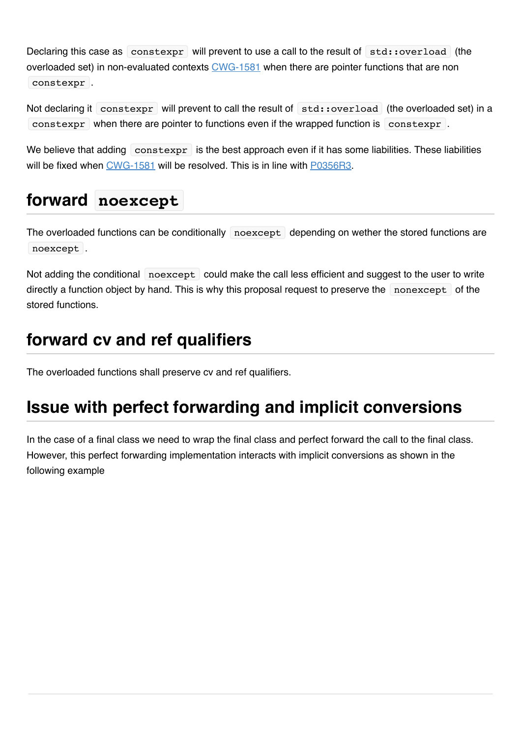Declaring this case as `constexpr` will prevent to use a call to the result of `std::overload` (the overloaded set) in non-evaluated contexts [CWG-1581] when there are pointer functions that are non `constexpr`.

Not declaring it `constexpr` will prevent to call the result of `std::overload` (the overloaded set) in a `constexpr` when there are pointer to functions even if the wrapped function is `constexpr`.

We believe that adding `constexpr` is the best approach even if it has some liabilities. These liabilities will be fixed when [CWG-1581] will be resolved. This is in line with [P0356R3].

## forward `noexcept`

The overloaded functions can be conditionally `noexcept` depending on wether the stored functions are `noexcept`.

Not adding the conditional `noexcept` could make the call less efficient and suggest to the user to write directly a function object by hand. This is why this proposal request to preserve the `nonexcept` of the stored functions.

## forward cv and ref qualifiers

The overloaded functions shall preserve cv and ref qualifiers.

## Issue with perfect forwarding and implicit conversions

In the case of a final class we need to wrap the final class and perfect forward the call to the final class. However, this perfect forwarding implementation interacts with implicit conversions as shown in the following example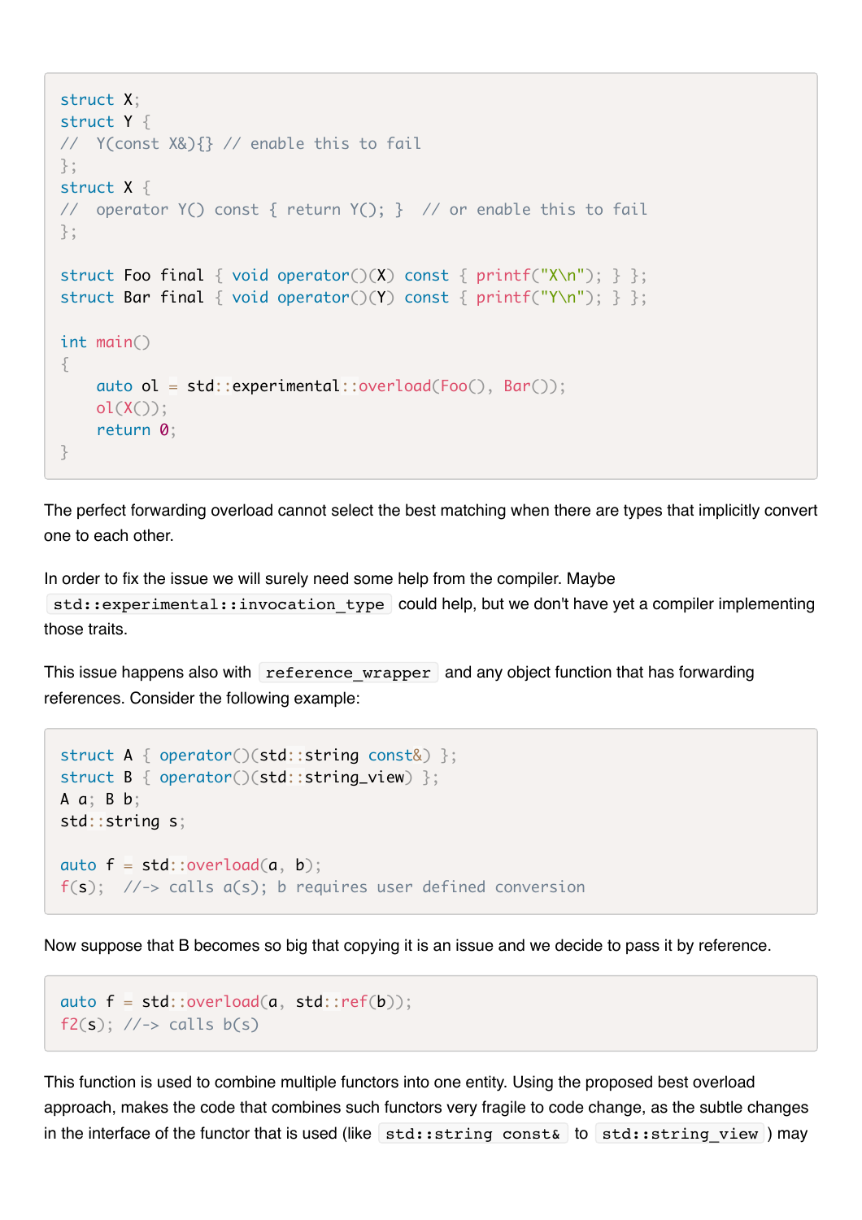```
struct X;
struct Y {
//  Y(const X&){} // enable this to fail
};
struct X {
//  operator Y() const { return Y(); }  // or enable this to fail
};

struct Foo final { void operator()(X) const { printf("X\n"); } };
struct Bar final { void operator()(Y) const { printf("Y\n"); } };

int main()
{
    auto ol = std::experimental::overload(Foo(), Bar());
    ol(X());
    return 0;
}
```

The perfect forwarding overload cannot select the best matching when there are types that implicitly convert one to each other.

In order to fix the issue we will surely need some help from the compiler. Maybe `std::experimental::invocation_type` could help, but we don't have yet a compiler implementing those traits.

This issue happens also with `reference_wrapper` and any object function that has forwarding references. Consider the following example:

```
struct A { operator()(std::string const&) };
struct B { operator()(std::string_view) };
A a; B b;
std::string s;

auto f = std::overload(a, b);
f(s);  //-> calls a(s); b requires user defined conversion
```

Now suppose that B becomes so big that copying it is an issue and we decide to pass it by reference.

```
auto f = std::overload(a, std::ref(b));
f2(s); //-> calls b(s)
```

This function is used to combine multiple functors into one entity. Using the proposed best overload approach, makes the code that combines such functors very fragile to code change, as the subtle changes in the interface of the functor that is used (like `std::string const&` to `std::string_view` ) may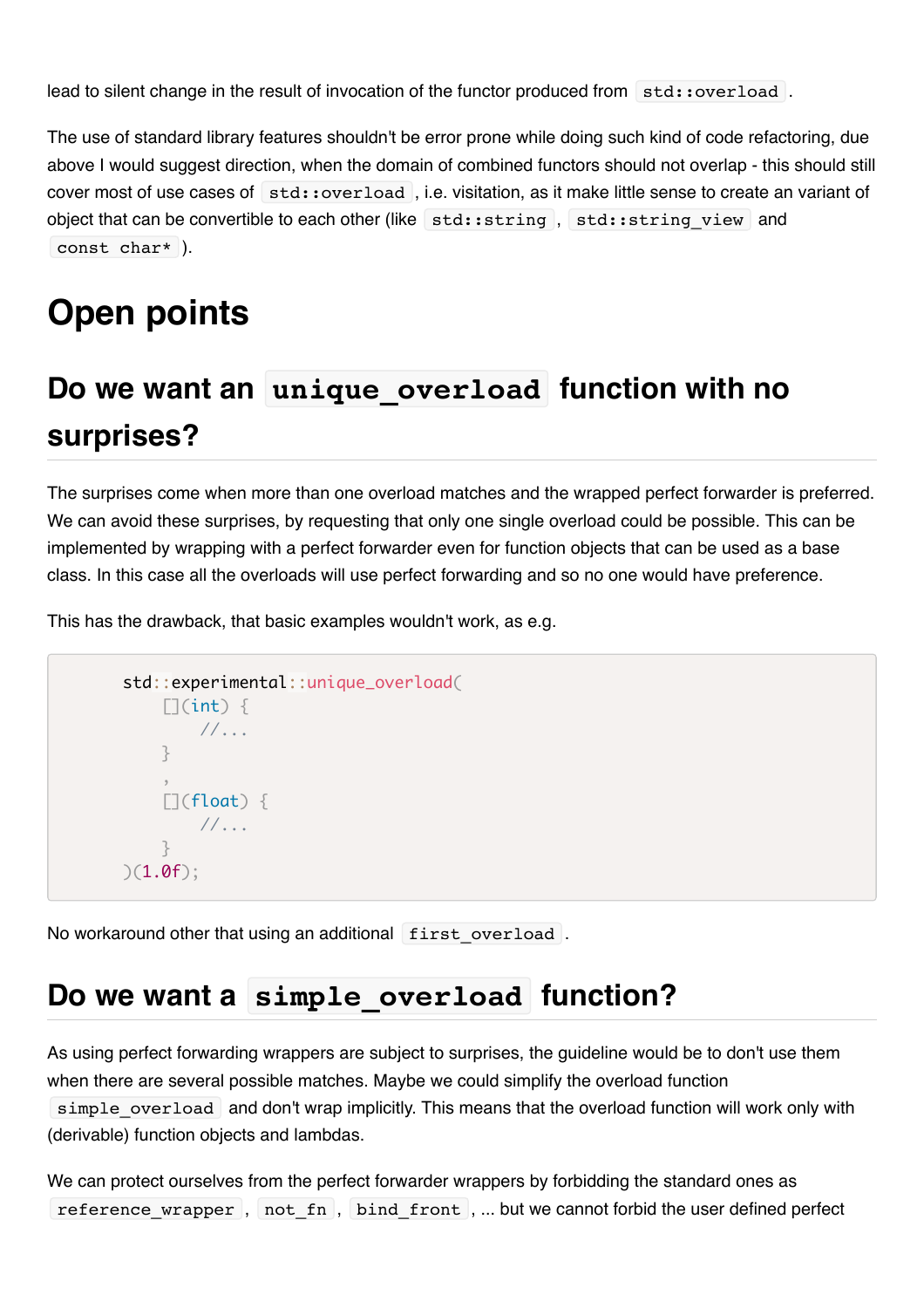lead to silent change in the result of invocation of the functor produced from `std::overload`.

The use of standard library features shouldn't be error prone while doing such kind of code refactoring, due above I would suggest direction, when the domain of combined functors should not overlap - this should still cover most of use cases of `std::overload`, i.e. visitation, as it make little sense to create an variant of object that can be convertible to each other (like `std::string`, `std::string_view` and `const char*`).

# Open points

## Do we want an `unique_overload` function with no surprises?

The surprises come when more than one overload matches and the wrapped perfect forwarder is preferred. We can avoid these surprises, by requesting that only one single overload could be possible. This can be implemented by wrapping with a perfect forwarder even for function objects that can be used as a base class. In this case all the overloads will use perfect forwarding and so no one would have preference.

This has the drawback, that basic examples wouldn't work, as e.g.

```
    std::experimental::unique_overload(
        [](int) {
            //...
        }
        ,
        [](float) {
            //...
        }
    )(1.0f);
```

No workaround other that using an additional `first_overload`.

## Do we want a `simple_overload` function?

As using perfect forwarding wrappers are subject to surprises, the guideline would be to don't use them when there are several possible matches. Maybe we could simplify the overload function `simple_overload` and don't wrap implicitly. This means that the overload function will work only with (derivable) function objects and lambdas.

We can protect ourselves from the perfect forwarder wrappers by forbidding the standard ones as `reference_wrapper`, `not_fn`, `bind_front`, ... but we cannot forbid the user defined perfect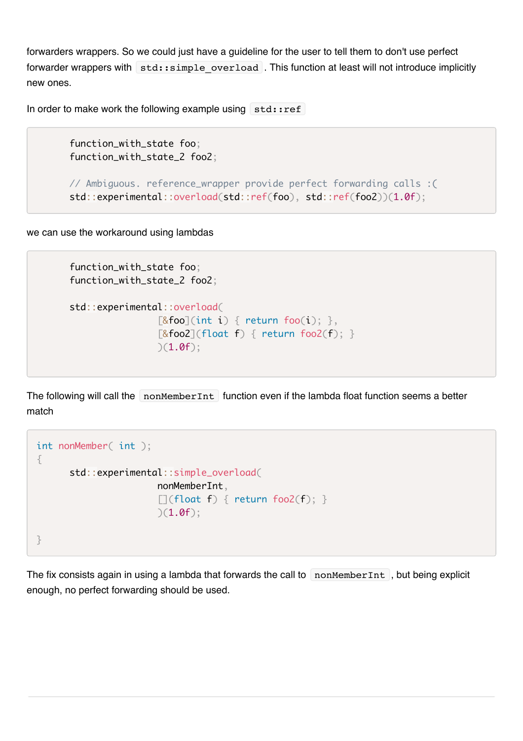forwarders wrappers. So we could just have a guideline for the user to tell them to don't use perfect forwarder wrappers with `std::simple_overload`. This function at least will not introduce implicitly new ones.

In order to make work the following example using `std::ref`

```
      function_with_state foo;
      function_with_state_2 foo2;

      // Ambiguous. reference_wrapper provide perfect forwarding calls :(
      std::experimental::overload(std::ref(foo), std::ref(foo2))(1.0f);
```

we can use the workaround using lambdas

```
      function_with_state foo;
      function_with_state_2 foo2;

      std::experimental::overload(
                  [&foo](int i) { return foo(i); },
                  [&foo2](float f) { return foo2(f); }
                  )(1.0f);
```

The following will call the `nonMemberInt` function even if the lambda float function seems a better match

```
int nonMember( int );
{
      std::experimental::simple_overload(
                  nonMemberInt,
                  [](float f) { return foo2(f); }
                  )(1.0f);

}
```

The fix consists again in using a lambda that forwards the call to `nonMemberInt`, but being explicit enough, no perfect forwarding should be used.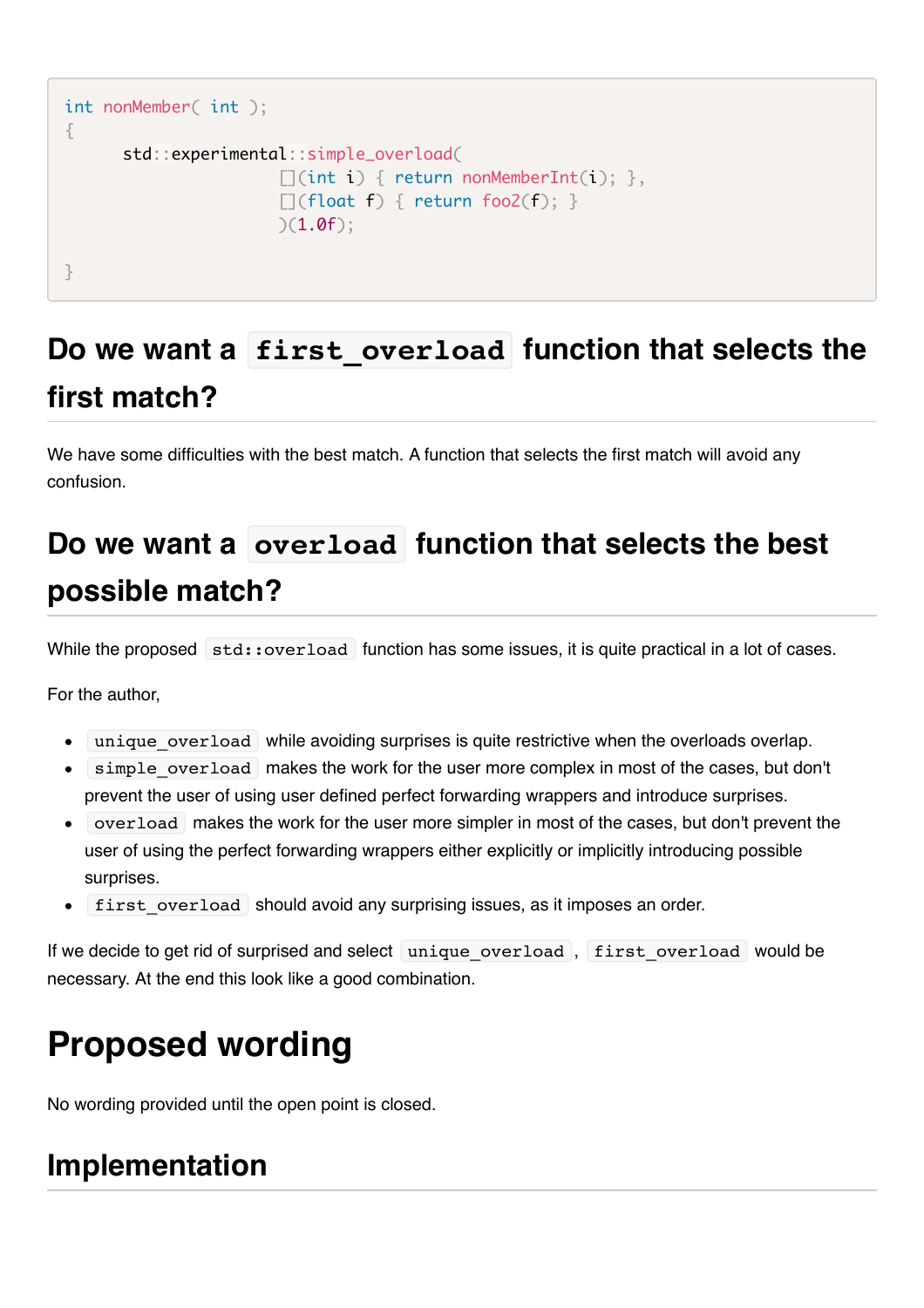```
int nonMember( int );
{
      std::experimental::simple_overload(
                        [](int i) { return nonMemberInt(i); },
                        [](float f) { return foo2(f); }
                        )(1.0f);

}
```

## Do we want a `first_overload` function that selects the first match?

We have some difficulties with the best match. A function that selects the first match will avoid any confusion.

## Do we want a `overload` function that selects the best possible match?

While the proposed `std::overload` function has some issues, it is quite practical in a lot of cases.

For the author,

- `unique_overload` while avoiding surprises is quite restrictive when the overloads overlap.
- `simple_overload` makes the work for the user more complex in most of the cases, but don't prevent the user of using user defined perfect forwarding wrappers and introduce surprises.
- `overload` makes the work for the user more simpler in most of the cases, but don't prevent the user of using the perfect forwarding wrappers either explicitly or implicitly introducing possible surprises.
- `first_overload` should avoid any surprising issues, as it imposes an order.

If we decide to get rid of surprised and select `unique_overload`, `first_overload` would be necessary. At the end this look like a good combination.

# Proposed wording

No wording provided until the open point is closed.

## Implementation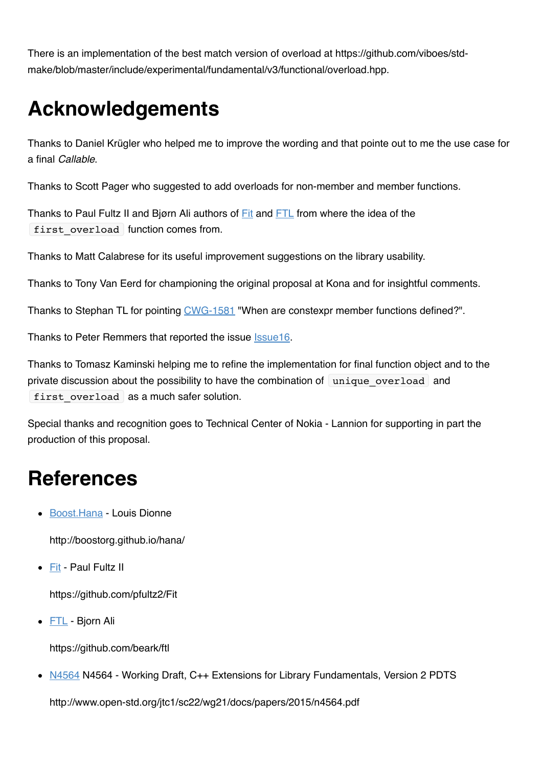There is an implementation of the best match version of overload at https://github.com/viboes/std-make/blob/master/include/experimental/fundamental/v3/functional/overload.hpp.

# Acknowledgements

Thanks to Daniel Krügler who helped me to improve the wording and that pointe out to me the use case for a final *Callable*.

Thanks to Scott Pager who suggested to add overloads for non-member and member functions.

Thanks to Paul Fultz II and Bjørn Ali authors of [Fit] and [FTL] from where the idea of the `first_overload` function comes from.

Thanks to Matt Calabrese for its useful improvement suggestions on the library usability.

Thanks to Tony Van Eerd for championing the original proposal at Kona and for insightful comments.

Thanks to Stephan TL for pointing [CWG-1581] "When are constexpr member functions defined?".

Thanks to Peter Remmers that reported the issue [Issue16].

Thanks to Tomasz Kaminski helping me to refine the implementation for final function object and to the private discussion about the possibility to have the combination of `unique_overload` and `first_overload` as a much safer solution.

Special thanks and recognition goes to Technical Center of Nokia - Lannion for supporting in part the production of this proposal.

# References

- [Boost.Hana] - Louis Dionne

  http://boostorg.github.io/hana/

- [Fit] - Paul Fultz II

  https://github.com/pfultz2/Fit

- [FTL] - Bjorn Ali

  https://github.com/beark/ftl

- [N4564] N4564 - Working Draft, C++ Extensions for Library Fundamentals, Version 2 PDTS

  http://www.open-std.org/jtc1/sc22/wg21/docs/papers/2015/n4564.pdf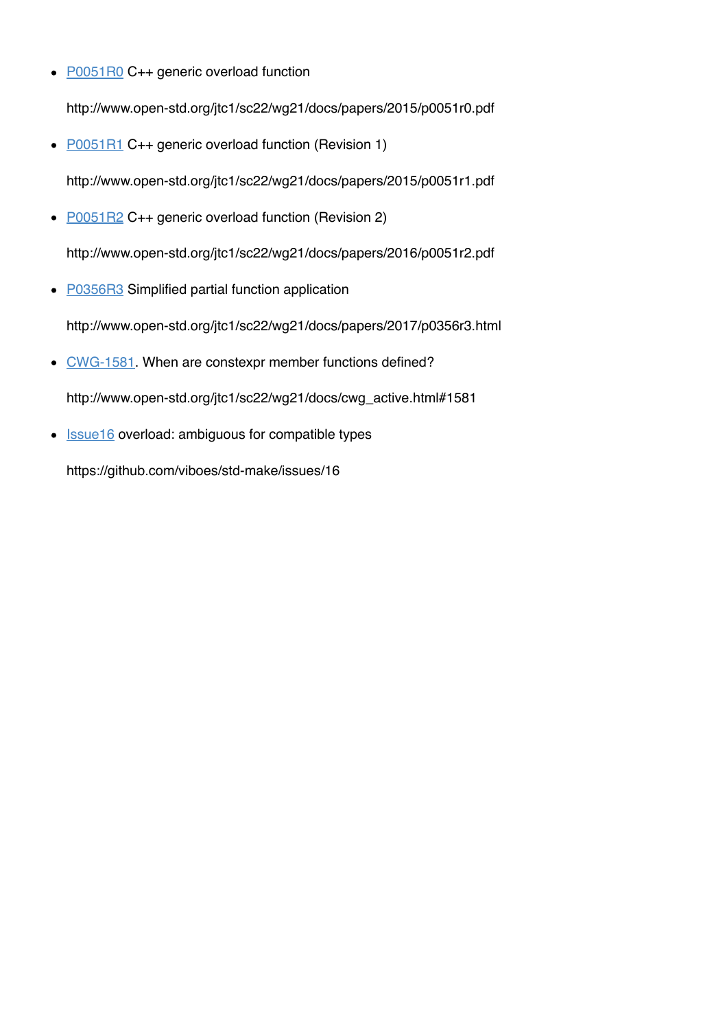- [P0051R0](http://www.open-std.org/jtc1/sc22/wg21/docs/papers/2015/p0051r0.pdf) C++ generic overload function

  http://www.open-std.org/jtc1/sc22/wg21/docs/papers/2015/p0051r0.pdf

- [P0051R1](http://www.open-std.org/jtc1/sc22/wg21/docs/papers/2015/p0051r1.pdf) C++ generic overload function (Revision 1)

  http://www.open-std.org/jtc1/sc22/wg21/docs/papers/2015/p0051r1.pdf

- [P0051R2](http://www.open-std.org/jtc1/sc22/wg21/docs/papers/2016/p0051r2.pdf) C++ generic overload function (Revision 2)

  http://www.open-std.org/jtc1/sc22/wg21/docs/papers/2016/p0051r2.pdf

- [P0356R3](http://www.open-std.org/jtc1/sc22/wg21/docs/papers/2017/p0356r3.html) Simplified partial function application

  http://www.open-std.org/jtc1/sc22/wg21/docs/papers/2017/p0356r3.html

- [CWG-1581](http://www.open-std.org/jtc1/sc22/wg21/docs/cwg_active.html#1581). When are constexpr member functions defined?

  http://www.open-std.org/jtc1/sc22/wg21/docs/cwg_active.html#1581

- [Issue16](https://github.com/viboes/std-make/issues/16) overload: ambiguous for compatible types

  https://github.com/viboes/std-make/issues/16